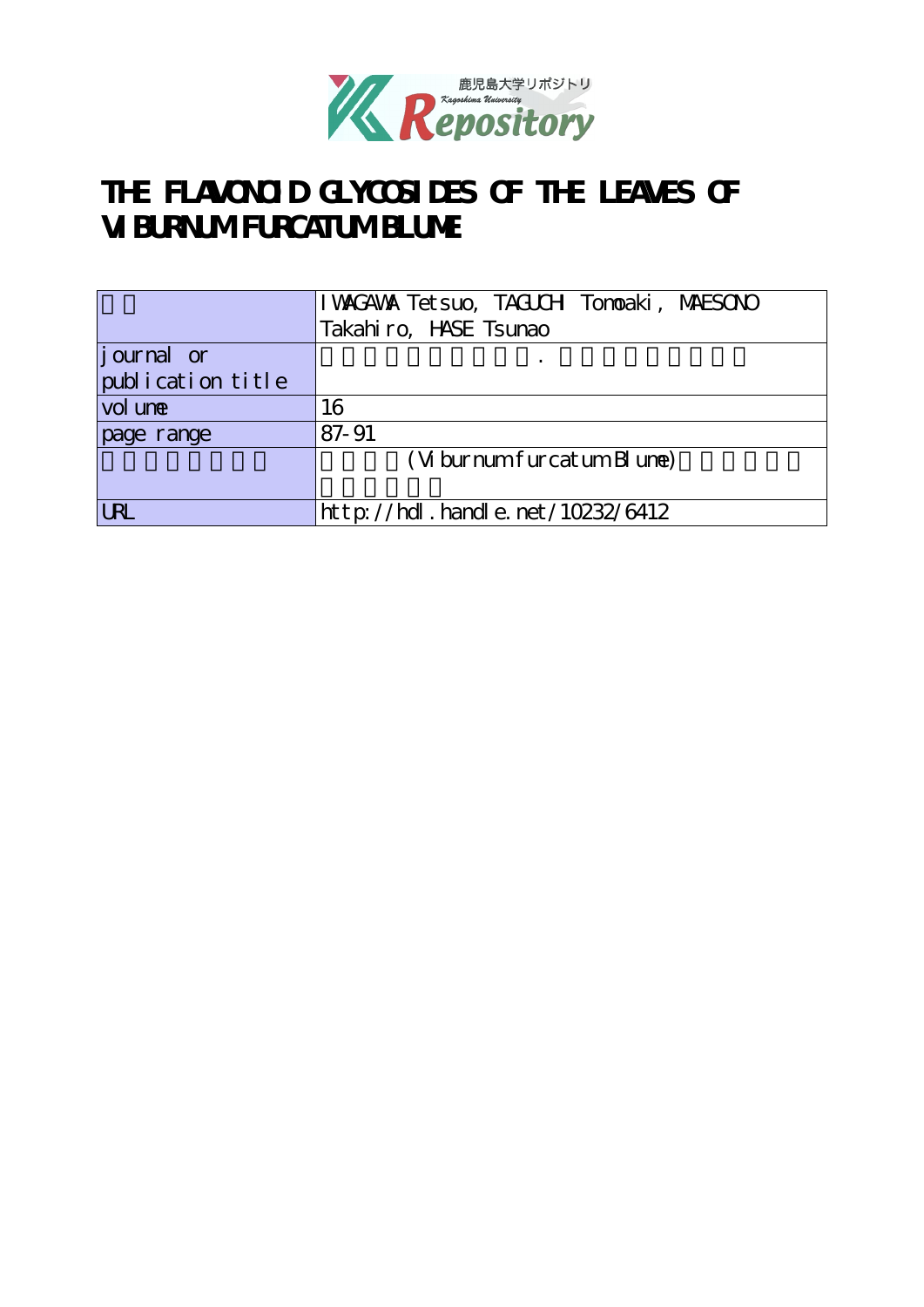鹿児島大学リポジトリ
Kagoshima University Repository

# THE FLAVONOID GLYCOSIDES OF THE LEAVES OF VIBURNUM FURCATUM BLUME

| | |
|---|---|
| | IWAGAWA Tetsuo, TAGUCHI Tomoaki, MAESONO Takahiro, HASE Tsunao |
| journal or publication title | . |
| volume | 16 |
| page range | 87-91 |
| | (Viburnum furcatum Blume) |
| URL | http://hdl.handle.net/10232/6412 |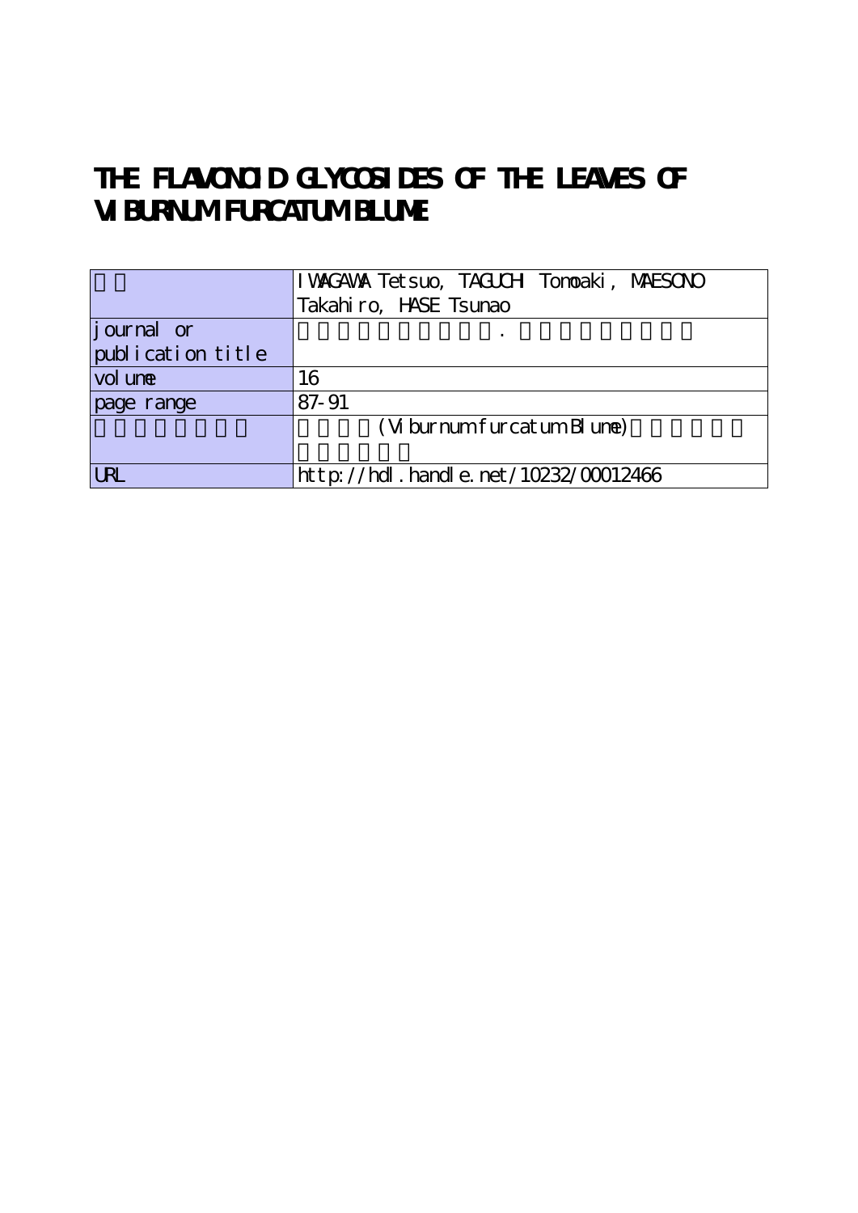# THE FLAVONOID GLYCOSIDES OF THE LEAVES OF VIBURNUM FURCATUM BLUME

| | |
|---|---|
| | IWAGAWA Tetsuo, TAGUCHI Tomoaki, MAESONO Takahiro, HASE Tsunao |
| journal or publication title | . |
| volume | 16 |
| page range | 87-91 |
| | (Viburnum furcatum Blume) |
| URL | http://hdl.handle.net/10232/00012466 |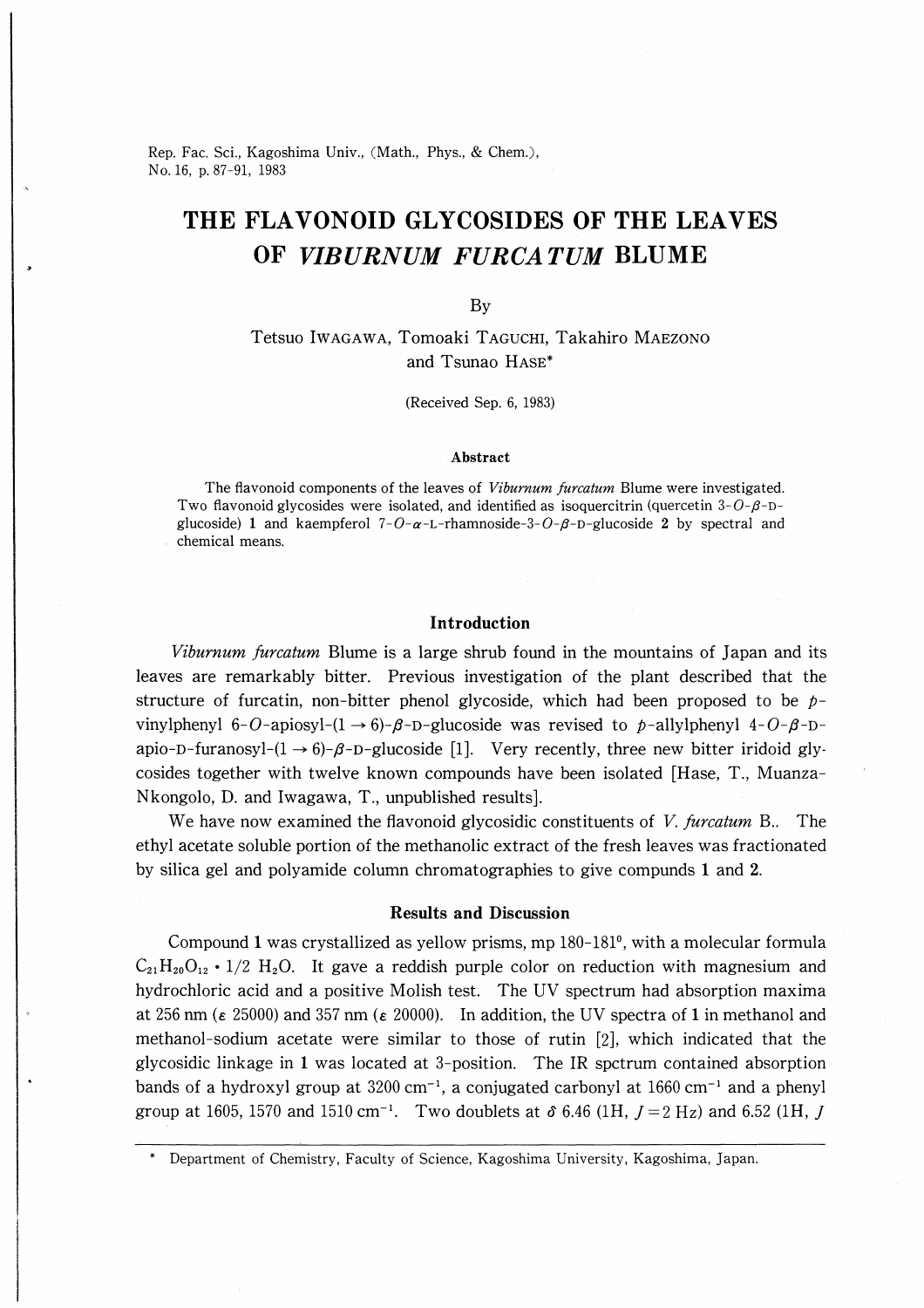Rep. Fac. Sci., Kagoshima Univ., (Math., Phys., & Chem.), No. 16, p. 87-91, 1983

# THE FLAVONOID GLYCOSIDES OF THE LEAVES OF *VIBURNUM FURCATUM* BLUME

By

Tetsuo IWAGAWA, Tomoaki TAGUCHI, Takahiro MAEZONO and Tsunao HASE*

(Received Sep. 6, 1983)

### Abstract

The flavonoid components of the leaves of *Viburnum furcatum* Blume were investigated. Two flavonoid glycosides were isolated, and identified as isoquercitrin (quercetin 3-*O*-β-D-glucoside) **1** and kaempferol 7-*O*-α-L-rhamnoside-3-*O*-β-D-glucoside **2** by spectral and chemical means.

## Introduction

*Viburnum furcatum* Blume is a large shrub found in the mountains of Japan and its leaves are remarkably bitter. Previous investigation of the plant described that the structure of furcatin, non-bitter phenol glycoside, which had been proposed to be *p*-vinylphenyl 6-*O*-apiosyl-(1 → 6)-β-D-glucoside was revised to *p*-allylphenyl 4-*O*-β-D-apio-D-furanosyl-(1 → 6)-β-D-glucoside [1]. Very recently, three new bitter iridoid glycosides together with twelve known compounds have been isolated [Hase, T., Muanza-Nkongolo, D. and Iwagawa, T., unpublished results].

We have now examined the flavonoid glycosidic constituents of *V. furcatum* B.. The ethyl acetate soluble portion of the methanolic extract of the fresh leaves was fractionated by silica gel and polyamide column chromatographies to give compunds **1** and **2**.

## Results and Discussion

Compound **1** was crystallized as yellow prisms, mp 180-181°, with a molecular formula $C_{21}H_{20}O_{12} \cdot 1/2\ H_2O$. It gave a reddish purple color on reduction with magnesium and hydrochloric acid and a positive Molish test. The UV spectrum had absorption maxima at 256 nm (ε 25000) and 357 nm (ε 20000). In addition, the UV spectra of **1** in methanol and methanol-sodium acetate were similar to those of rutin [2], which indicated that the glycosidic linkage in **1** was located at 3-position. The IR spctrum contained absorption bands of a hydroxyl group at 3200 $cm^{-1}$, a conjugated carbonyl at 1660 $cm^{-1}$ and a phenyl group at 1605, 1570 and 1510 $cm^{-1}$. Two doublets at δ 6.46 (1H, $J = 2$ Hz) and 6.52 (1H, $J$

---

\* Department of Chemistry, Faculty of Science, Kagoshima University, Kagoshima, Japan.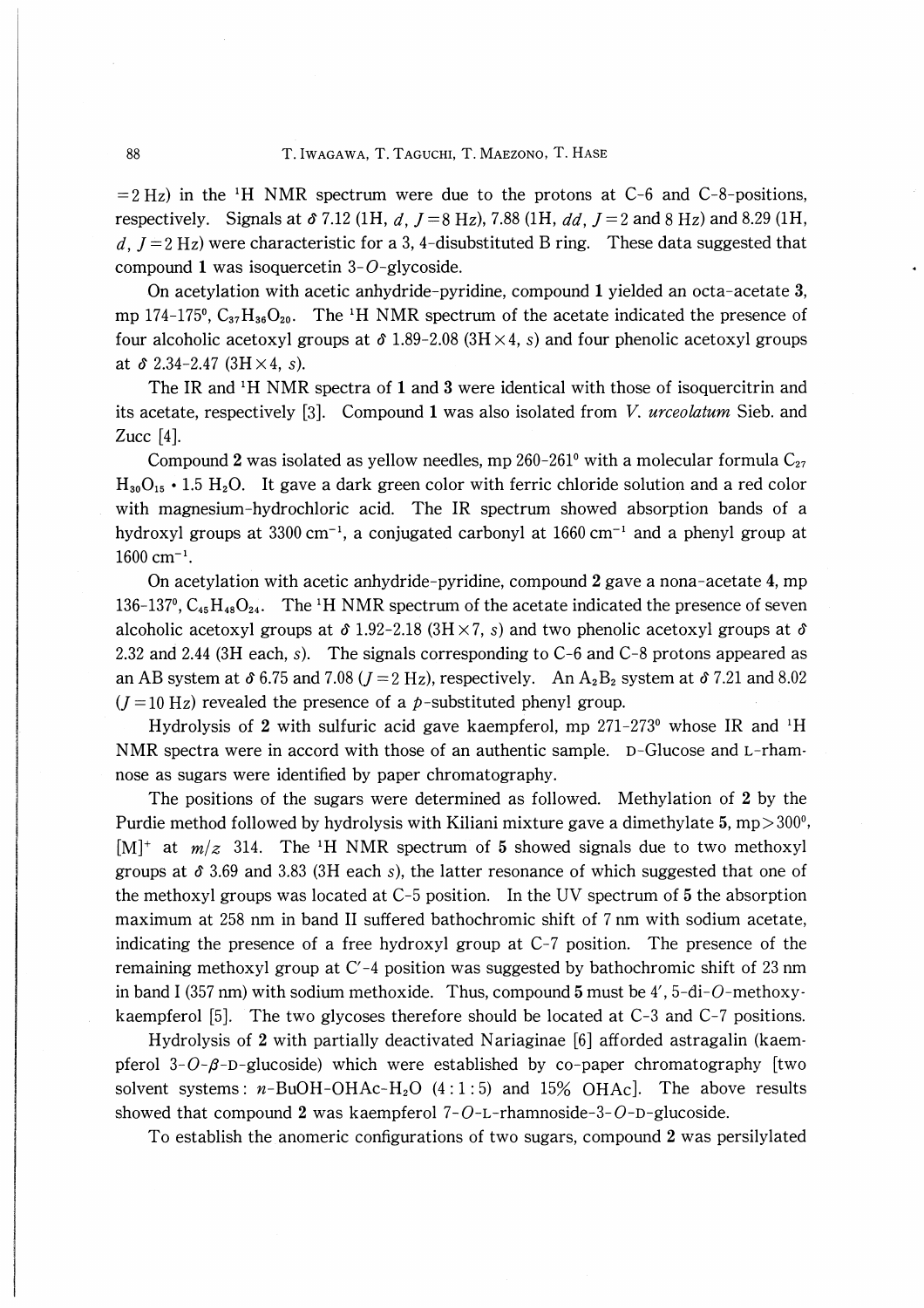=2 Hz) in the $^{1}H$ NMR spectrum were due to the protons at C-6 and C-8-positions, respectively. Signals at $\delta$ 7.12 (1H, *d*, $J=8$ Hz), 7.88 (1H, *dd*, $J=2$ and 8 Hz) and 8.29 (1H, *d*, $J=2$ Hz) were characteristic for a 3, 4-disubstituted B ring. These data suggested that compound **1** was isoquercetin 3-*O*-glycoside.

On acetylation with acetic anhydride-pyridine, compound **1** yielded an octa-acetate **3**, mp 174-175°, $C_{37}H_{36}O_{20}$. The $^{1}H$ NMR spectrum of the acetate indicated the presence of four alcoholic acetoxyl groups at $\delta$ 1.89-2.08 (3H × 4, *s*) and four phenolic acetoxyl groups at $\delta$ 2.34-2.47 (3H × 4, *s*).

The IR and $^{1}H$ NMR spectra of **1** and **3** were identical with those of isoquercitrin and its acetate, respectively [3]. Compound **1** was also isolated from *V. urceolatum* Sieb. and Zucc [4].

Compound **2** was isolated as yellow needles, mp 260-261° with a molecular formula $C_{27}H_{30}O_{15} \cdot 1.5\ H_2O$. It gave a dark green color with ferric chloride solution and a red color with magnesium-hydrochloric acid. The IR spectrum showed absorption bands of a hydroxyl groups at 3300 cm$^{-1}$, a conjugated carbonyl at 1660 cm$^{-1}$ and a phenyl group at 1600 cm$^{-1}$.

On acetylation with acetic anhydride-pyridine, compound **2** gave a nona-acetate **4**, mp 136-137°, $C_{45}H_{48}O_{24}$. The $^{1}H$ NMR spectrum of the acetate indicated the presence of seven alcoholic acetoxyl groups at $\delta$ 1.92-2.18 (3H × 7, *s*) and two phenolic acetoxyl groups at $\delta$ 2.32 and 2.44 (3H each, *s*). The signals corresponding to C-6 and C-8 protons appeared as an AB system at $\delta$ 6.75 and 7.08 ($J=2$ Hz), respectively. An $A_2B_2$ system at $\delta$ 7.21 and 8.02 ($J=10$ Hz) revealed the presence of a *p*-substituted phenyl group.

Hydrolysis of **2** with sulfuric acid gave kaempferol, mp 271-273° whose IR and $^{1}H$ NMR spectra were in accord with those of an authentic sample. D-Glucose and L-rhamnose as sugars were identified by paper chromatography.

The positions of the sugars were determined as followed. Methylation of **2** by the Purdie method followed by hydrolysis with Kiliani mixture gave a dimethylate **5**, mp > 300°, $[M]^+$ at *m/z* 314. The $^{1}H$ NMR spectrum of **5** showed signals due to two methoxyl groups at $\delta$ 3.69 and 3.83 (3H each *s*), the latter resonance of which suggested that one of the methoxyl groups was located at C-5 position. In the UV spectrum of **5** the absorption maximum at 258 nm in band II suffered bathochromic shift of 7 nm with sodium acetate, indicating the presence of a free hydroxyl group at C-7 position. The presence of the remaining methoxyl group at C′-4 position was suggested by bathochromic shift of 23 nm in band I (357 nm) with sodium methoxide. Thus, compound **5** must be 4′, 5-di-*O*-methoxy-kaempferol [5]. The two glycoses therefore should be located at C-3 and C-7 positions.

Hydrolysis of **2** with partially deactivated Nariaginae [6] afforded astragalin (kaempferol 3-*O*-β-D-glucoside) which were established by co-paper chromatography [two solvent systems: *n*-BuOH-OHAc-$H_2O$ (4 : 1 : 5) and 15% OHAc]. The above results showed that compound **2** was kaempferol 7-*O*-L-rhamnoside-3-*O*-D-glucoside.

To establish the anomeric configurations of two sugars, compound **2** was persilylated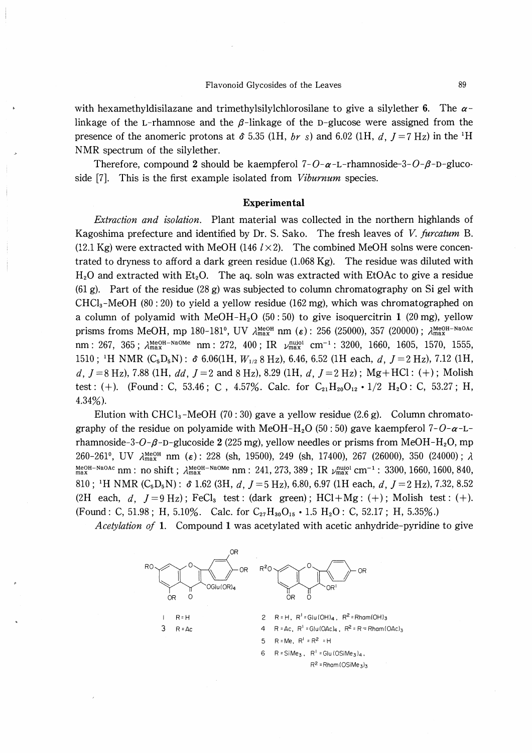with hexamethyldisilazane and trimethylsilylchlorosilane to give a silylether **6**. The α-linkage of the L-rhamnose and the β-linkage of the D-glucose were assigned from the presence of the anomeric protons at δ 5.35 (1H, *br s*) and 6.02 (1H, *d*, $J=7$ Hz) in the $^1$H NMR spectrum of the silylether.

Therefore, compound **2** should be kaempferol 7-*O*-α-L-rhamnoside-3-*O*-β-D-glucoside [7]. This is the first example isolated from *Viburnum* species.

## Experimental

*Extraction and isolation.* Plant material was collected in the northern highlands of Kagoshima prefecture and identified by Dr. S. Sako. The fresh leaves of *V. furcatum* B. (12.1 Kg) were extracted with MeOH (146 $l \times 2$). The combined MeOH solns were concentrated to dryness to afford a dark green residue (1.068 Kg). The residue was diluted with $H_2O$ and extracted with $Et_2O$. The aq. soln was extracted with EtOAc to give a residue (61 g). Part of the residue (28 g) was subjected to column chromatography on Si gel with $CHCl_3$-MeOH (80 : 20) to yield a yellow residue (162 mg), which was chromatographed on a column of polyamid with MeOH-$H_2O$ (50 : 50) to give isoquercitrin **1** (20 mg), yellow prisms froms MeOH, mp 180-181°, UV $\lambda_{max}^{MeOH}$ nm (ε) : 256 (25000), 357 (20000) ; $\lambda_{max}^{MeOH-NaOAc}$ nm : 267, 365 ; $\lambda_{max}^{MeOH-NaOMe}$ nm : 272, 400 ; IR $\nu_{max}^{nujol}$ cm$^{-1}$ : 3200, 1660, 1605, 1570, 1555, 1510 ; $^1$H NMR ($C_5D_5N$) : δ 6.06(1H, $W_{1/2}$ 8 Hz), 6.46, 6.52 (1H each, *d*, $J=2$ Hz), 7.12 (1H, *d*, $J=8$ Hz), 7.88 (1H, *dd*, $J=2$ and 8 Hz), 8.29 (1H, *d*, $J=2$ Hz) ; Mg+HCl : (+) ; Molish test : (+). (Found : C, 53.46 ; C , 4.57%. Calc. for $C_{21}H_{20}O_{12} \cdot 1/2\ H_2O$ : C, 53.27 ; H, 4.34%).

Elution with $CHCl_3$-MeOH (70 : 30) gave a yellow residue (2.6 g). Column chromatography of the residue on polyamide with MeOH-$H_2O$ (50 : 50) gave kaempferol 7-*O*-α-L-rhamnoside-3-*O*-β-D-glucoside **2** (225 mg), yellow needles or prisms from MeOH-$H_2O$, mp 260-261°, UV $\lambda_{max}^{MeOH}$ nm (ε) : 228 (sh, 19500), 249 (sh, 17400), 267 (26000), 350 (24000) ; $\lambda_{max}^{MeOH-NaOAc}$ nm : no shift ; $\lambda_{max}^{MeOH-NaOMe}$ nm : 241, 273, 389 ; IR $\nu_{max}^{nujol}$ cm$^{-1}$ : 3300, 1660, 1600, 840, 810 ; $^1$H NMR ($C_5D_5N$) : δ 1.62 (3H, *d*, $J=5$ Hz), 6.80, 6.97 (1H each, *d*, $J=2$ Hz), 7.32, 8.52 (2H each, *d*, $J=9$ Hz) ; $FeCl_3$ test : (dark green) ; HCl+Mg : (+) ; Molish test : (+). (Found : C, 51.98 ; H, 5.10%. Calc. for $C_{27}H_{30}O_{15} \cdot 1.5\ H_2O$ : C, 52.17 ; H, 5.35%.)

*Acetylation of* **1**. Compound **1** was acetylated with acetic anhydride-pyridine to give

1 R=H
3 R=Ac

2 R=H, R$^1$=Glu(OH)$_4$, R$^2$=Rham(OH)$_3$
4 R=Ac, R$^1$=Glu(OAc)$_4$, R$^2$=R=Rham(OAc)$_3$
5 R=Me, R$^1$=R$^2$=H
6 R=SiMe$_3$, R$^1$=Glu(OSiMe$_3$)$_4$, R$^2$=Rham(OSiMe$_3$)$_3$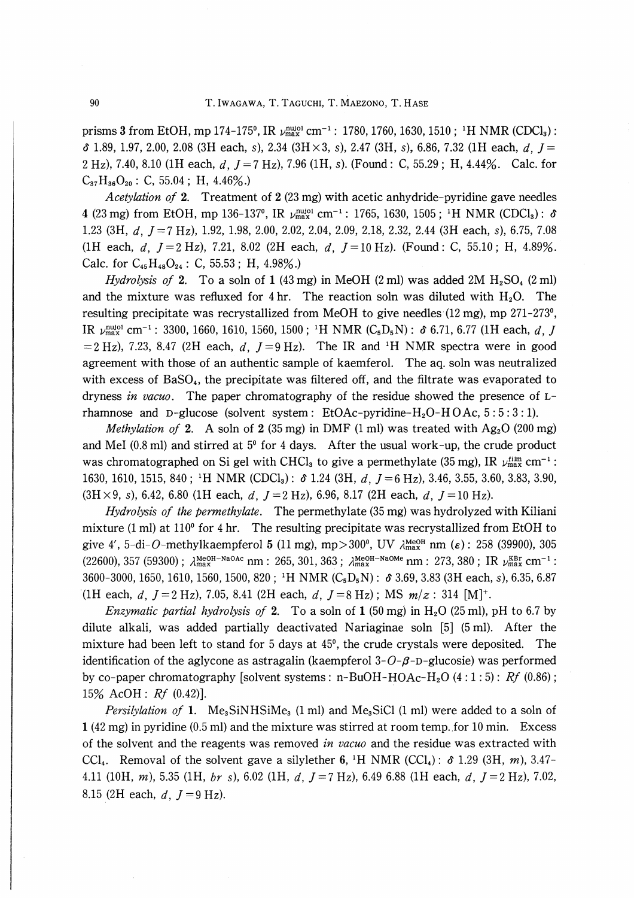prisms **3** from EtOH, mp 174-175°, IR $\nu_{max}^{nujol}$ $cm^{-1}$: 1780, 1760, 1630, 1510; $^1H$ NMR ($CDCl_3$): δ 1.89, 1.97, 2.00, 2.08 (3H each, *s*), 2.34 (3H×3, *s*), 2.47 (3H, *s*), 6.86, 7.32 (1H each, *d*, *J*=2 Hz), 7.40, 8.10 (1H each, *d*, *J*=7 Hz), 7.96 (1H, *s*). (Found: C, 55.29; H, 4.44%. Calc. for $C_{37}H_{36}O_{20}$: C, 55.04; H, 4.46%.)

*Acetylation of* **2**. Treatment of **2** (23 mg) with acetic anhydride-pyridine gave needles **4** (23 mg) from EtOH, mp 136-137°, IR $\nu_{max}^{nujol}$ $cm^{-1}$: 1765, 1630, 1505; $^1H$ NMR ($CDCl_3$): δ 1.23 (3H, *d*, *J*=7 Hz), 1.92, 1.98, 2.00, 2.02, 2.04, 2.09, 2.18, 2.32, 2.44 (3H each, *s*), 6.75, 7.08 (1H each, *d*, *J*=2 Hz), 7.21, 8.02 (2H each, *d*, *J*=10 Hz). (Found: C, 55.10; H, 4.89%. Calc. for $C_{45}H_{48}O_{24}$: C, 55.53; H, 4.98%.)

*Hydrolysis of* **2**. To a soln of **1** (43 mg) in MeOH (2 ml) was added 2M $H_2SO_4$ (2 ml) and the mixture was refluxed for 4 hr. The reaction soln was diluted with $H_2O$. The resulting precipitate was recrystallized from MeOH to give needles (12 mg), mp 271-273°, IR $\nu_{max}^{nujol}$ $cm^{-1}$: 3300, 1660, 1610, 1560, 1500; $^1H$ NMR ($C_5D_5N$): δ 6.71, 6.77 (1H each, *d*, *J*=2 Hz), 7.23, 8.47 (2H each, *d*, *J*=9 Hz). The IR and $^1H$ NMR spectra were in good agreement with those of an authentic sample of kaemferol. The aq. soln was neutralized with excess of $BaSO_4$, the precipitate was filtered off, and the filtrate was evaporated to dryness *in vacuo*. The paper chromatography of the residue showed the presence of L-rhamnose and D-glucose (solvent system: EtOAc-pyridine-$H_2O$-HOAc, 5:5:3:1).

*Methylation of* **2**. A soln of **2** (35 mg) in DMF (1 ml) was treated with $Ag_2O$ (200 mg) and MeI (0.8 ml) and stirred at 5° for 4 days. After the usual work-up, the crude product was chromatographed on Si gel with $CHCl_3$ to give a permethylate (35 mg), IR $\nu_{max}^{film}$ $cm^{-1}$: 1630, 1610, 1515, 840; $^1H$ NMR ($CDCl_3$): δ 1.24 (3H, *d*, *J*=6 Hz), 3.46, 3.55, 3.60, 3.83, 3.90, (3H×9, *s*), 6.42, 6.80 (1H each, *d*, *J*=2 Hz), 6.96, 8.17 (2H each, *d*, *J*=10 Hz).

*Hydrolysis of the permethylate*. The permethylate (35 mg) was hydrolyzed with Kiliani mixture (1 ml) at 110° for 4 hr. The resulting precipitate was recrystallized from EtOH to give 4′, 5-di-*O*-methylkaempferol **5** (11 mg), mp>300°, UV $\lambda_{max}^{MeOH}$ nm (ε): 258 (39900), 305 (22600), 357 (59300); $\lambda_{max}^{MeOH-NaOAc}$ nm: 265, 301, 363; $\lambda_{max}^{MeOH-NaOMe}$ nm: 273, 380; IR $\nu_{max}^{KBr}$ $cm^{-1}$: 3600-3000, 1650, 1610, 1560, 1500, 820; $^1H$ NMR ($C_5D_5N$): δ 3.69, 3.83 (3H each, *s*), 6.35, 6.87 (1H each, *d*, *J*=2 Hz), 7.05, 8.41 (2H each, *d*, *J*=8 Hz); MS *m/z*: 314 $[M]^+$.

*Enzymatic partial hydrolysis of* **2**. To a soln of **1** (50 mg) in $H_2O$ (25 ml), pH to 6.7 by dilute alkali, was added partially deactivated Nariaginae soln [5] (5 ml). After the mixture had been left to stand for 5 days at 45°, the crude crystals were deposited. The identification of the aglycone as astragalin (kaempferol 3-*O*-β-D-glucosie) was performed by co-paper chromatography [solvent systems: n-BuOH-HOAc-$H_2O$ (4:1:5): *Rf* (0.86); 15% AcOH: *Rf* (0.42)].

*Persilylation of* **1**. $Me_3SiNHSiMe_3$ (1 ml) and $Me_3SiCl$ (1 ml) were added to a soln of **1** (42 mg) in pyridine (0.5 ml) and the mixture was stirred at room temp. for 10 min. Excess of the solvent and the reagents was removed *in vacuo* and the residue was extracted with $CCl_4$. Removal of the solvent gave a silylether **6**, $^1H$ NMR ($CCl_4$): δ 1.29 (3H, *m*), 3.47-4.11 (10H, *m*), 5.35 (1H, *br s*), 6.02 (1H, *d*, *J*=7 Hz), 6.49 6.88 (1H each, *d*, *J*=2 Hz), 7.02, 8.15 (2H each, *d*, *J*=9 Hz).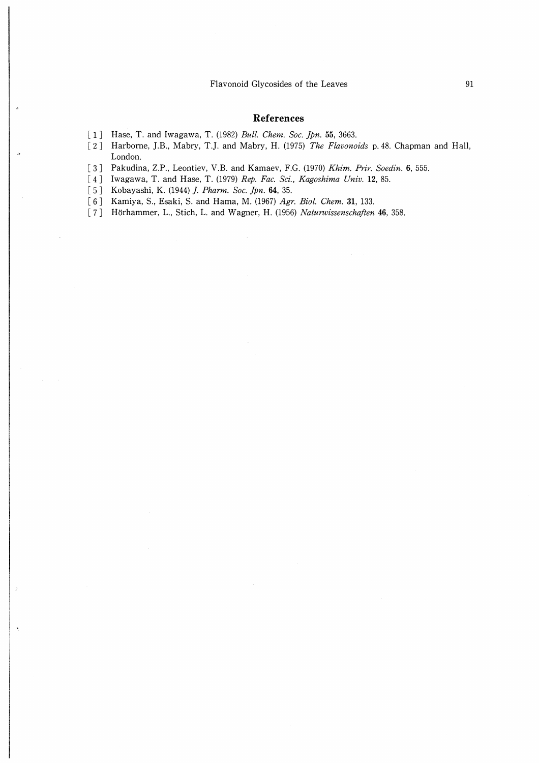## References

[1] Hase, T. and Iwagawa, T. (1982) *Bull. Chem. Soc. Jpn.* **55**, 3663.

[2] Harborne, J.B., Mabry, T.J. and Mabry, H. (1975) *The Flavonoids* p. 48. Chapman and Hall, London.

[3] Pakudina, Z.P., Leontiev, V.B. and Kamaev, F.G. (1970) *Khim. Prir. Soedin.* **6**, 555.

[4] Iwagawa, T. and Hase, T. (1979) *Rep. Fac. Sci., Kagoshima Univ.* **12**, 85.

[5] Kobayashi, K. (1944) *J. Pharm. Soc. Jpn.* **64**, 35.

[6] Kamiya, S., Esaki, S. and Hama, M. (1967) *Agr. Biol. Chem.* **31**, 133.

[7] Hörhammer, L., Stich, L. and Wagner, H. (1956) *Naturwissenschaften* **46**, 358.